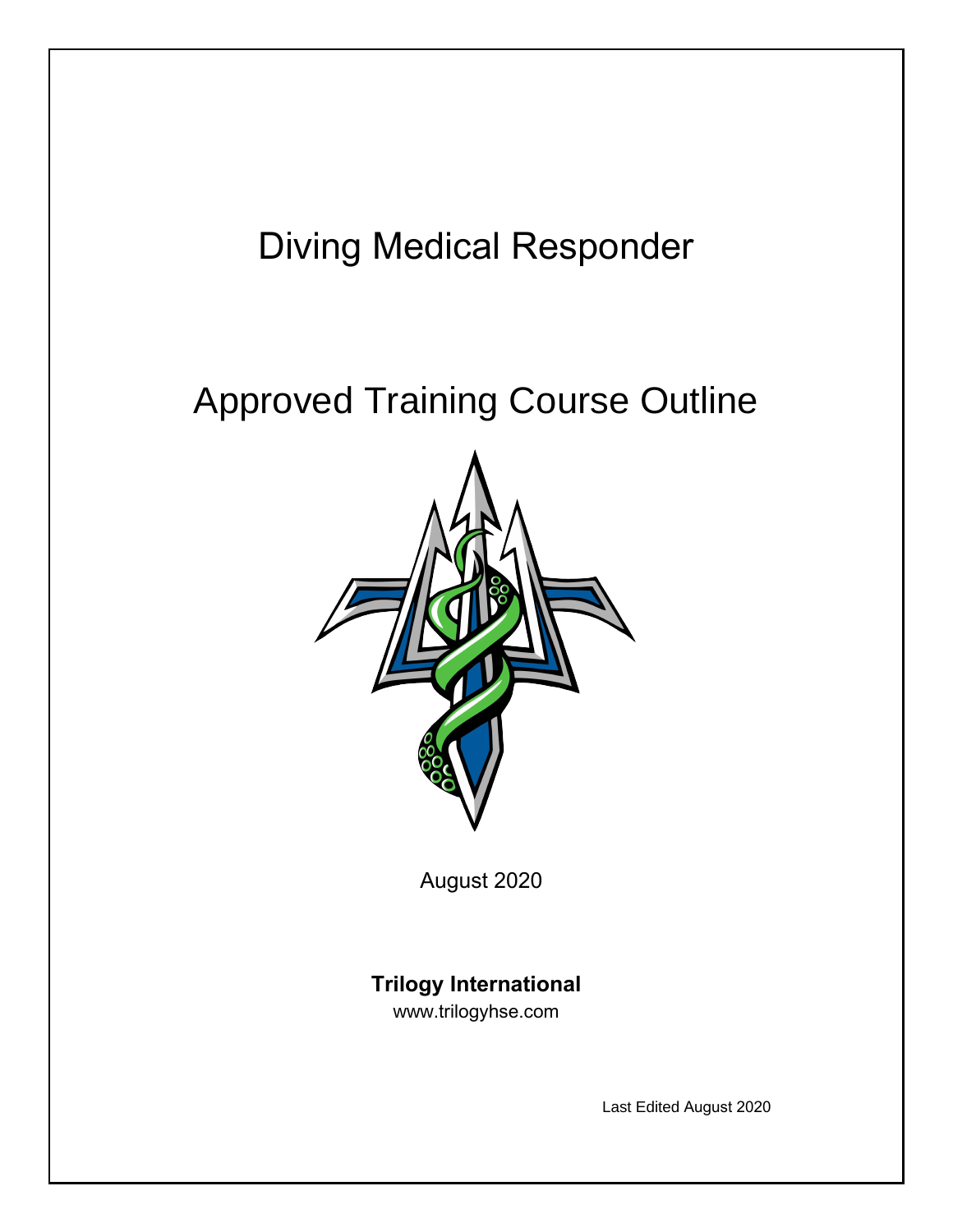# Diving Medical Responder

# Approved Training Course Outline

August 2020

**Trilogy International**
www.trilogyhse.com

Last Edited August 2020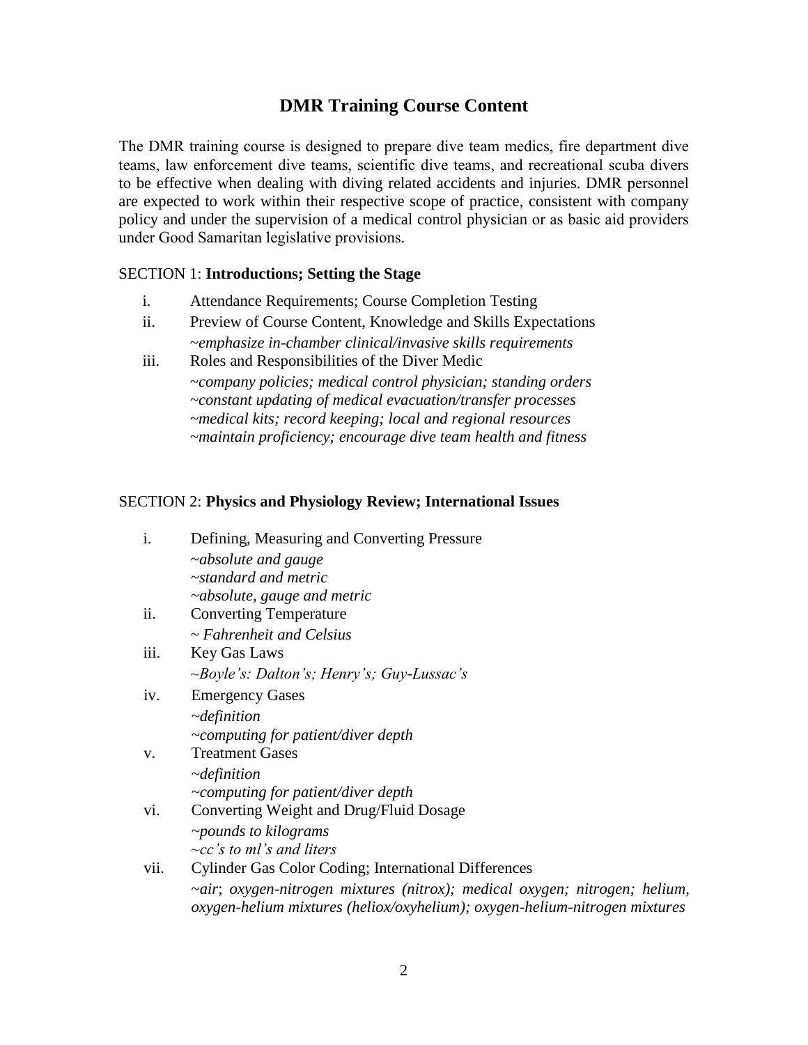# DMR Training Course Content

The DMR training course is designed to prepare dive team medics, fire department dive teams, law enforcement dive teams, scientific dive teams, and recreational scuba divers to be effective when dealing with diving related accidents and injuries. DMR personnel are expected to work within their respective scope of practice, consistent with company policy and under the supervision of a medical control physician or as basic aid providers under Good Samaritan legislative provisions.

SECTION 1: **Introductions; Setting the Stage**

i. Attendance Requirements; Course Completion Testing

ii. Preview of Course Content, Knowledge and Skills Expectations
*~emphasize in-chamber clinical/invasive skills requirements*

iii. Roles and Responsibilities of the Diver Medic
*~company policies; medical control physician; standing orders*
*~constant updating of medical evacuation/transfer processes*
*~medical kits; record keeping; local and regional resources*
*~maintain proficiency; encourage dive team health and fitness*

SECTION 2: **Physics and Physiology Review; International Issues**

i. Defining, Measuring and Converting Pressure
*~absolute and gauge*
*~standard and metric*
*~absolute, gauge and metric*

ii. Converting Temperature
*~ Fahrenheit and Celsius*

iii. Key Gas Laws
*~Boyle's: Dalton's; Henry's; Guy-Lussac's*

iv. Emergency Gases
*~definition*
*~computing for patient/diver depth*

v. Treatment Gases
*~definition*
*~computing for patient/diver depth*

vi. Converting Weight and Drug/Fluid Dosage
*~pounds to kilograms*
*~cc's to ml's and liters*

vii. Cylinder Gas Color Coding; International Differences
*~air; oxygen-nitrogen mixtures (nitrox); medical oxygen; nitrogen; helium, oxygen-helium mixtures (heliox/oxyhelium); oxygen-helium-nitrogen mixtures*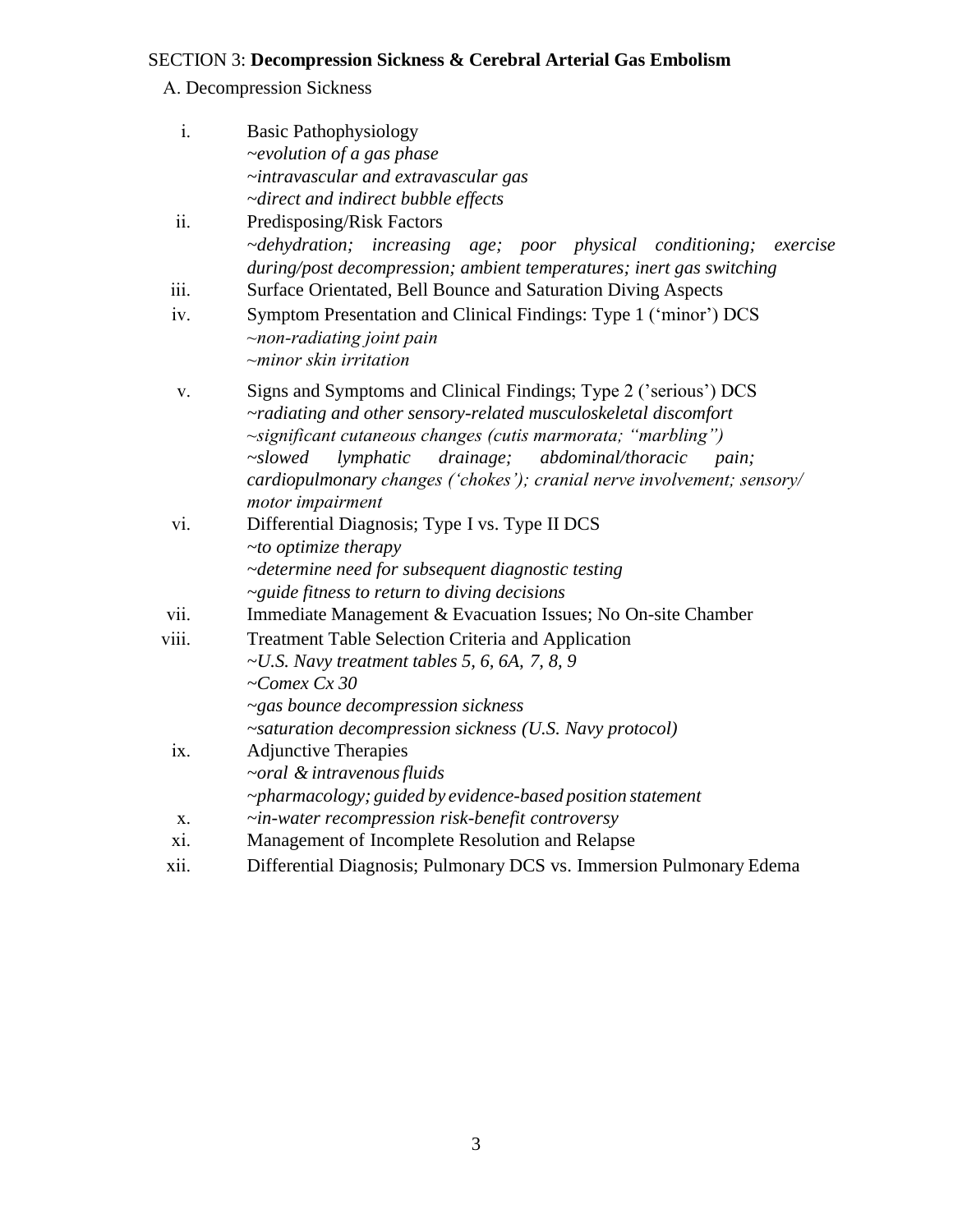SECTION 3: **Decompression Sickness & Cerebral Arterial Gas Embolism**

A. Decompression Sickness

i. Basic Pathophysiology
*~evolution of a gas phase*
*~intravascular and extravascular gas*
*~direct and indirect bubble effects*

ii. Predisposing/Risk Factors
*~dehydration; increasing age; poor physical conditioning; exercise during/post decompression; ambient temperatures; inert gas switching*

iii. Surface Orientated, Bell Bounce and Saturation Diving Aspects

iv. Symptom Presentation and Clinical Findings: Type 1 ('minor') DCS
*~non-radiating joint pain*
*~minor skin irritation*

v. Signs and Symptoms and Clinical Findings; Type 2 ('serious') DCS
*~radiating and other sensory-related musculoskeletal discomfort*
*~significant cutaneous changes (cutis marmorata; "marbling")*
*~slowed lymphatic drainage; abdominal/thoracic pain; cardiopulmonary changes ('chokes'); cranial nerve involvement; sensory/ motor impairment*

vi. Differential Diagnosis; Type I vs. Type II DCS
*~to optimize therapy*
*~determine need for subsequent diagnostic testing*
*~guide fitness to return to diving decisions*

vii. Immediate Management & Evacuation Issues; No On-site Chamber

viii. Treatment Table Selection Criteria and Application
*~U.S. Navy treatment tables 5, 6, 6A, 7, 8, 9*
*~Comex Cx 30*
*~gas bounce decompression sickness*
*~saturation decompression sickness (U.S. Navy protocol)*

ix. Adjunctive Therapies
*~oral & intravenous fluids*
*~pharmacology; guided by evidence-based position statement*

x. *~in-water recompression risk-benefit controversy*

xi. Management of Incomplete Resolution and Relapse

xii. Differential Diagnosis; Pulmonary DCS vs. Immersion Pulmonary Edema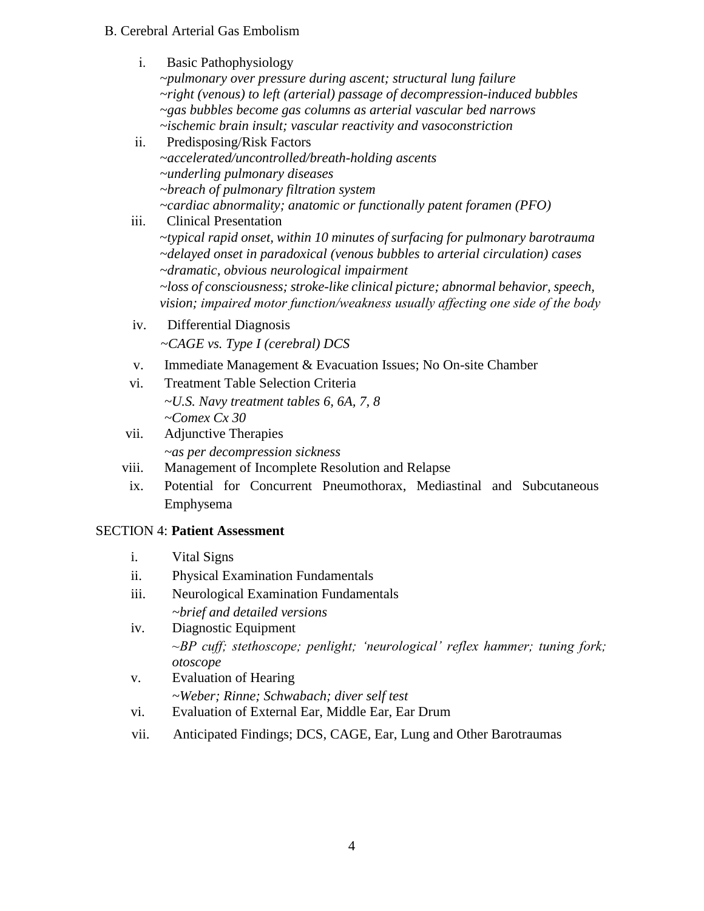B. Cerebral Arterial Gas Embolism

i. Basic Pathophysiology
*~pulmonary over pressure during ascent; structural lung failure*
*~right (venous) to left (arterial) passage of decompression-induced bubbles*
*~gas bubbles become gas columns as arterial vascular bed narrows*
*~ischemic brain insult; vascular reactivity and vasoconstriction*

ii. Predisposing/Risk Factors
*~accelerated/uncontrolled/breath-holding ascents*
*~underling pulmonary diseases*
*~breach of pulmonary filtration system*
*~cardiac abnormality; anatomic or functionally patent foramen (PFO)*

iii. Clinical Presentation
*~typical rapid onset, within 10 minutes of surfacing for pulmonary barotrauma*
*~delayed onset in paradoxical (venous bubbles to arterial circulation) cases*
*~dramatic, obvious neurological impairment*
*~loss of consciousness; stroke-like clinical picture; abnormal behavior, speech, vision; impaired motor function/weakness usually affecting one side of the body*

iv. Differential Diagnosis
*~CAGE vs. Type I (cerebral) DCS*

v. Immediate Management & Evacuation Issues; No On-site Chamber

vi. Treatment Table Selection Criteria
*~U.S. Navy treatment tables 6, 6A, 7, 8*
*~Comex Cx 30*

vii. Adjunctive Therapies
*~as per decompression sickness*

viii. Management of Incomplete Resolution and Relapse

ix. Potential for Concurrent Pneumothorax, Mediastinal and Subcutaneous Emphysema

SECTION 4: **Patient Assessment**

i. Vital Signs

ii. Physical Examination Fundamentals

iii. Neurological Examination Fundamentals
*~brief and detailed versions*

iv. Diagnostic Equipment
*~BP cuff; stethoscope; penlight; 'neurological' reflex hammer; tuning fork; otoscope*

v. Evaluation of Hearing
*~Weber; Rinne; Schwabach; diver self test*

vi. Evaluation of External Ear, Middle Ear, Ear Drum

vii. Anticipated Findings; DCS, CAGE, Ear, Lung and Other Barotraumas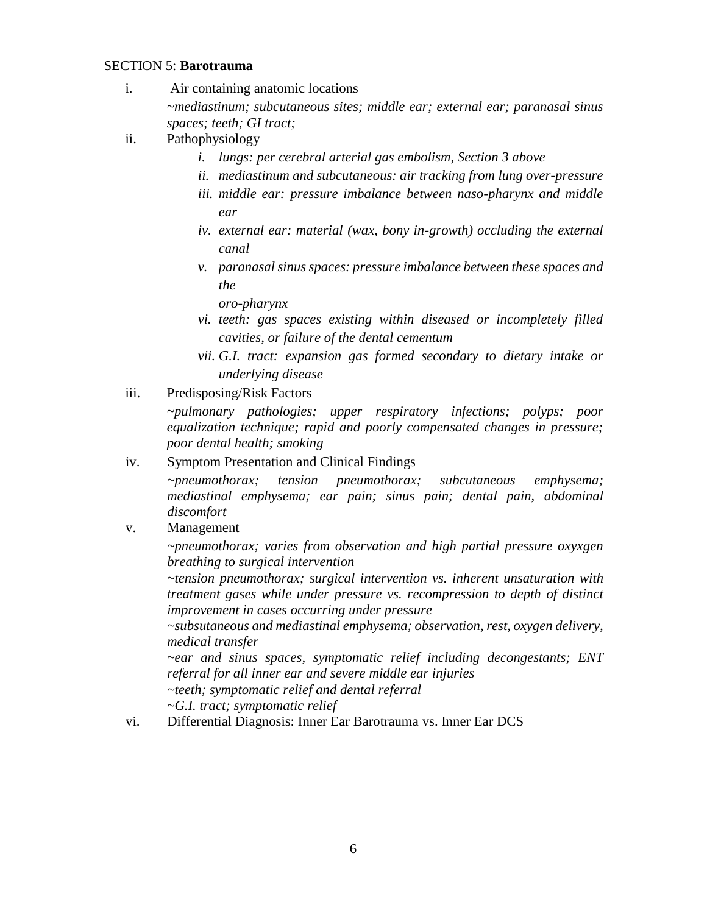SECTION 5: **Barotrauma**

i. Air containing anatomic locations

*~mediastinum; subcutaneous sites; middle ear; external ear; paranasal sinus spaces; teeth; GI tract;*

ii. Pathophysiology

   i. *lungs: per cerebral arterial gas embolism, Section 3 above*
   ii. *mediastinum and subcutaneous: air tracking from lung over-pressure*
   iii. *middle ear: pressure imbalance between naso-pharynx and middle ear*
   iv. *external ear: material (wax, bony in-growth) occluding the external canal*
   v. *paranasal sinus spaces: pressure imbalance between these spaces and the oro-pharynx*
   vi. *teeth: gas spaces existing within diseased or incompletely filled cavities, or failure of the dental cementum*
   vii. *G.I. tract: expansion gas formed secondary to dietary intake or underlying disease*

iii. Predisposing/Risk Factors

*~pulmonary pathologies; upper respiratory infections; polyps; poor equalization technique; rapid and poorly compensated changes in pressure; poor dental health; smoking*

iv. Symptom Presentation and Clinical Findings

*~pneumothorax; tension pneumothorax; subcutaneous emphysema; mediastinal emphysema; ear pain; sinus pain; dental pain, abdominal discomfort*

v. Management

*~pneumothorax; varies from observation and high partial pressure oxyxgen breathing to surgical intervention*

*~tension pneumothorax; surgical intervention vs. inherent unsaturation with treatment gases while under pressure vs. recompression to depth of distinct improvement in cases occurring under pressure*

*~subsutaneous and mediastinal emphysema; observation, rest, oxygen delivery, medical transfer*

*~ear and sinus spaces, symptomatic relief including decongestants; ENT referral for all inner ear and severe middle ear injuries*

*~teeth; symptomatic relief and dental referral*

*~G.I. tract; symptomatic relief*

vi. Differential Diagnosis: Inner Ear Barotrauma vs. Inner Ear DCS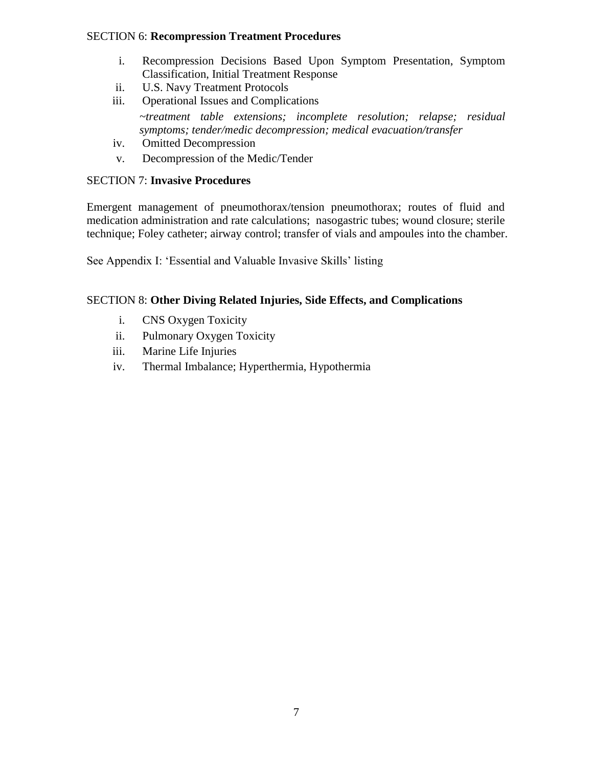SECTION 6: **Recompression Treatment Procedures**

i. Recompression Decisions Based Upon Symptom Presentation, Symptom Classification, Initial Treatment Response
ii. U.S. Navy Treatment Protocols
iii. Operational Issues and Complications
    *~treatment table extensions; incomplete resolution; relapse; residual symptoms; tender/medic decompression; medical evacuation/transfer*
iv. Omitted Decompression
v. Decompression of the Medic/Tender

SECTION 7: **Invasive Procedures**

Emergent management of pneumothorax/tension pneumothorax; routes of fluid and medication administration and rate calculations; nasogastric tubes; wound closure; sterile technique; Foley catheter; airway control; transfer of vials and ampoules into the chamber.

See Appendix I: 'Essential and Valuable Invasive Skills' listing

SECTION 8: **Other Diving Related Injuries, Side Effects, and Complications**

i. CNS Oxygen Toxicity
ii. Pulmonary Oxygen Toxicity
iii. Marine Life Injuries
iv. Thermal Imbalance; Hyperthermia, Hypothermia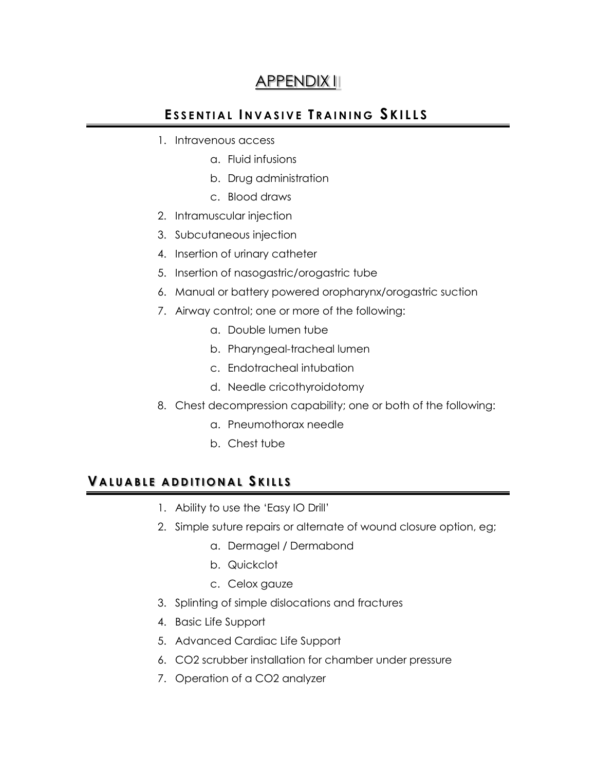# APPENDIX I

## ESSENTIAL INVASIVE TRAINING SKILLS

1. Intravenous access
   a. Fluid infusions
   b. Drug administration
   c. Blood draws
2. Intramuscular injection
3. Subcutaneous injection
4. Insertion of urinary catheter
5. Insertion of nasogastric/orogastric tube
6. Manual or battery powered oropharynx/orogastric suction
7. Airway control; one or more of the following:
   a. Double lumen tube
   b. Pharyngeal-tracheal lumen
   c. Endotracheal intubation
   d. Needle cricothyroidotomy
8. Chest decompression capability; one or both of the following:
   a. Pneumothorax needle
   b. Chest tube

## VALUABLE ADDITIONAL SKILLS

1. Ability to use the 'Easy IO Drill'
2. Simple suture repairs or alternate of wound closure option, eg;
   a. Dermagel / Dermabond
   b. Quickclot
   c. Celox gauze
3. Splinting of simple dislocations and fractures
4. Basic Life Support
5. Advanced Cardiac Life Support
6. $CO_2$ scrubber installation for chamber under pressure
7. Operation of a $CO_2$ analyzer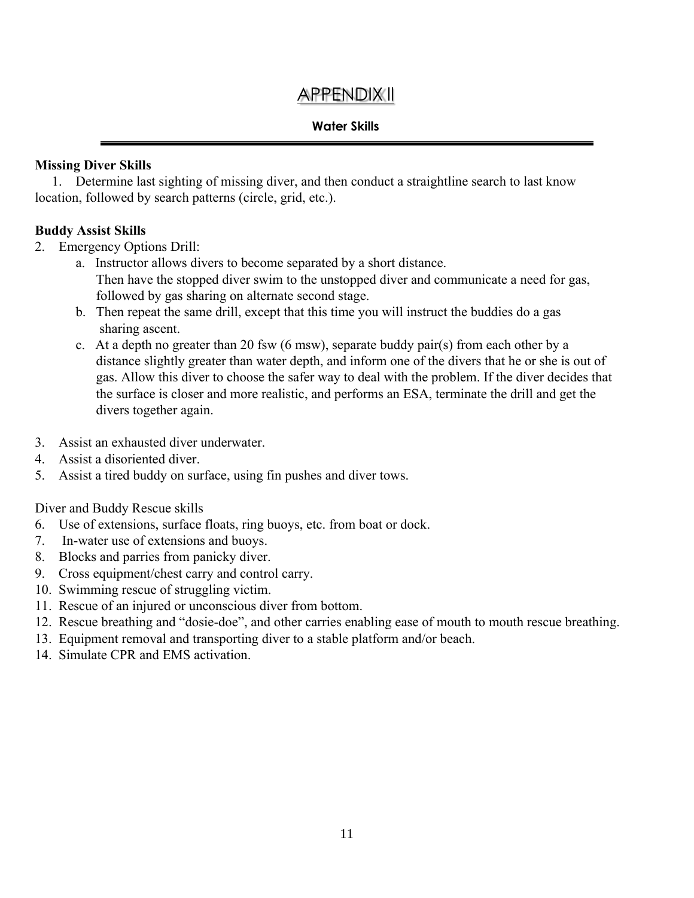# APPENDIX II

## Water Skills

**Missing Diver Skills**

1. Determine last sighting of missing diver, and then conduct a straightline search to last know location, followed by search patterns (circle, grid, etc.).

**Buddy Assist Skills**

2. Emergency Options Drill:
   a. Instructor allows divers to become separated by a short distance. Then have the stopped diver swim to the unstopped diver and communicate a need for gas, followed by gas sharing on alternate second stage.
   b. Then repeat the same drill, except that this time you will instruct the buddies do a gas sharing ascent.
   c. At a depth no greater than 20 fsw (6 msw), separate buddy pair(s) from each other by a distance slightly greater than water depth, and inform one of the divers that he or she is out of gas. Allow this diver to choose the safer way to deal with the problem. If the diver decides that the surface is closer and more realistic, and performs an ESA, terminate the drill and get the divers together again.

3. Assist an exhausted diver underwater.
4. Assist a disoriented diver.
5. Assist a tired buddy on surface, using fin pushes and diver tows.

Diver and Buddy Rescue skills

6. Use of extensions, surface floats, ring buoys, etc. from boat or dock.
7. In-water use of extensions and buoys.
8. Blocks and parries from panicky diver.
9. Cross equipment/chest carry and control carry.
10. Swimming rescue of struggling victim.
11. Rescue of an injured or unconscious diver from bottom.
12. Rescue breathing and "dosie-doe", and other carries enabling ease of mouth to mouth rescue breathing.
13. Equipment removal and transporting diver to a stable platform and/or beach.
14. Simulate CPR and EMS activation.